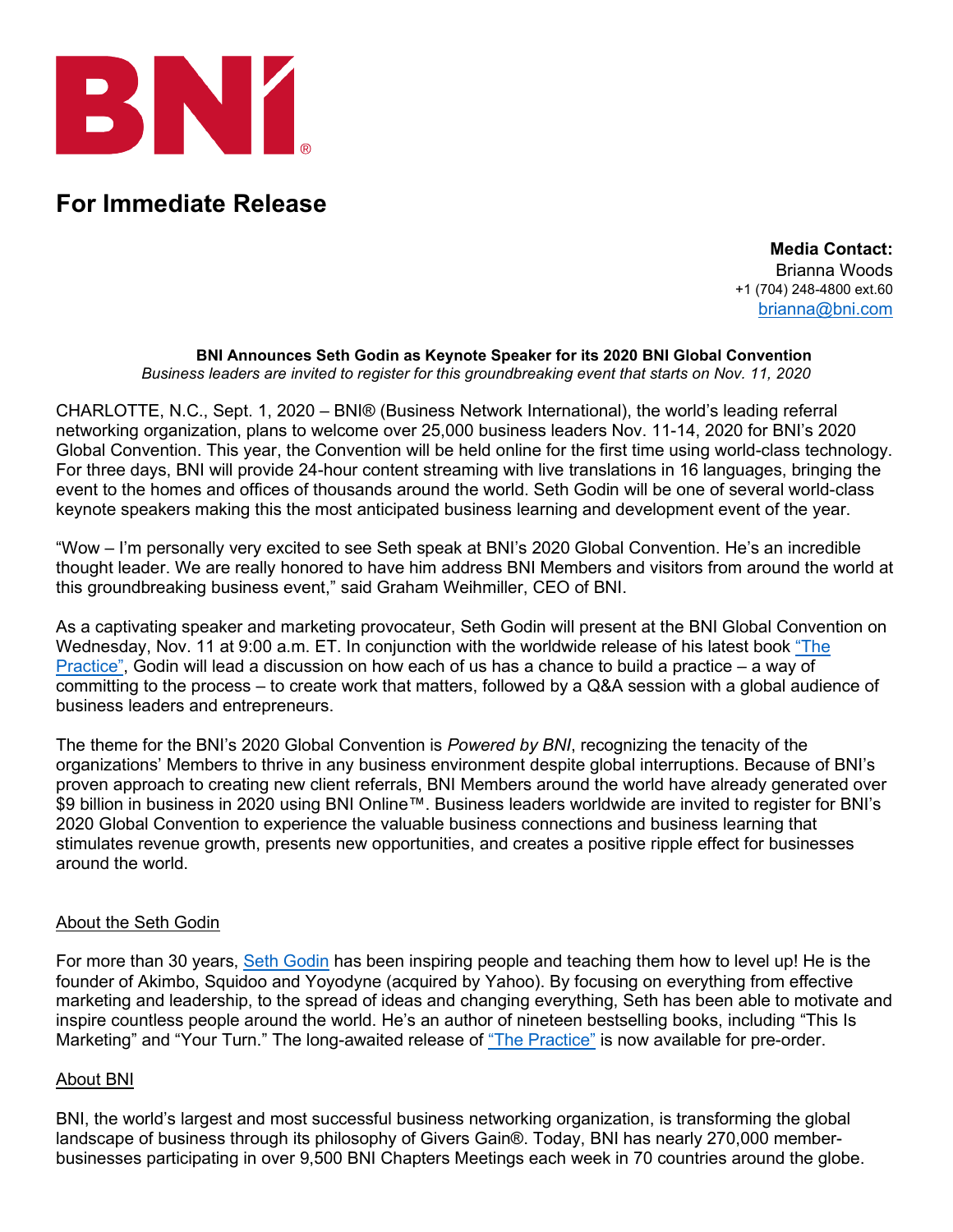# For Immediate Release

**Media Contact:**
Brianna Woods
+1 (704) 248-4800 ext.60
brianna@bni.com

**BNI Announces Seth Godin as Keynote Speaker for its 2020 BNI Global Convention**

*Business leaders are invited to register for this groundbreaking event that starts on Nov. 11, 2020*

CHARLOTTE, N.C., Sept. 1, 2020 – BNI® (Business Network International), the world's leading referral networking organization, plans to welcome over 25,000 business leaders Nov. 11-14, 2020 for BNI's 2020 Global Convention. This year, the Convention will be held online for the first time using world-class technology. For three days, BNI will provide 24-hour content streaming with live translations in 16 languages, bringing the event to the homes and offices of thousands around the world. Seth Godin will be one of several world-class keynote speakers making this the most anticipated business learning and development event of the year.

"Wow – I'm personally very excited to see Seth speak at BNI's 2020 Global Convention. He's an incredible thought leader. We are really honored to have him address BNI Members and visitors from around the world at this groundbreaking business event," said Graham Weihmiller, CEO of BNI.

As a captivating speaker and marketing provocateur, Seth Godin will present at the BNI Global Convention on Wednesday, Nov. 11 at 9:00 a.m. ET. In conjunction with the worldwide release of his latest book "The Practice", Godin will lead a discussion on how each of us has a chance to build a practice – a way of committing to the process – to create work that matters, followed by a Q&A session with a global audience of business leaders and entrepreneurs.

The theme for the BNI's 2020 Global Convention is *Powered by BNI*, recognizing the tenacity of the organizations' Members to thrive in any business environment despite global interruptions. Because of BNI's proven approach to creating new client referrals, BNI Members around the world have already generated over $9 billion in business in 2020 using BNI Online™. Business leaders worldwide are invited to register for BNI's 2020 Global Convention to experience the valuable business connections and business learning that stimulates revenue growth, presents new opportunities, and creates a positive ripple effect for businesses around the world.

## About the Seth Godin

For more than 30 years, Seth Godin has been inspiring people and teaching them how to level up! He is the founder of Akimbo, Squidoo and Yoyodyne (acquired by Yahoo). By focusing on everything from effective marketing and leadership, to the spread of ideas and changing everything, Seth has been able to motivate and inspire countless people around the world. He's an author of nineteen bestselling books, including "This Is Marketing" and "Your Turn." The long-awaited release of "The Practice" is now available for pre-order.

## About BNI

BNI, the world's largest and most successful business networking organization, is transforming the global landscape of business through its philosophy of Givers Gain®. Today, BNI has nearly 270,000 member-businesses participating in over 9,500 BNI Chapters Meetings each week in 70 countries around the globe.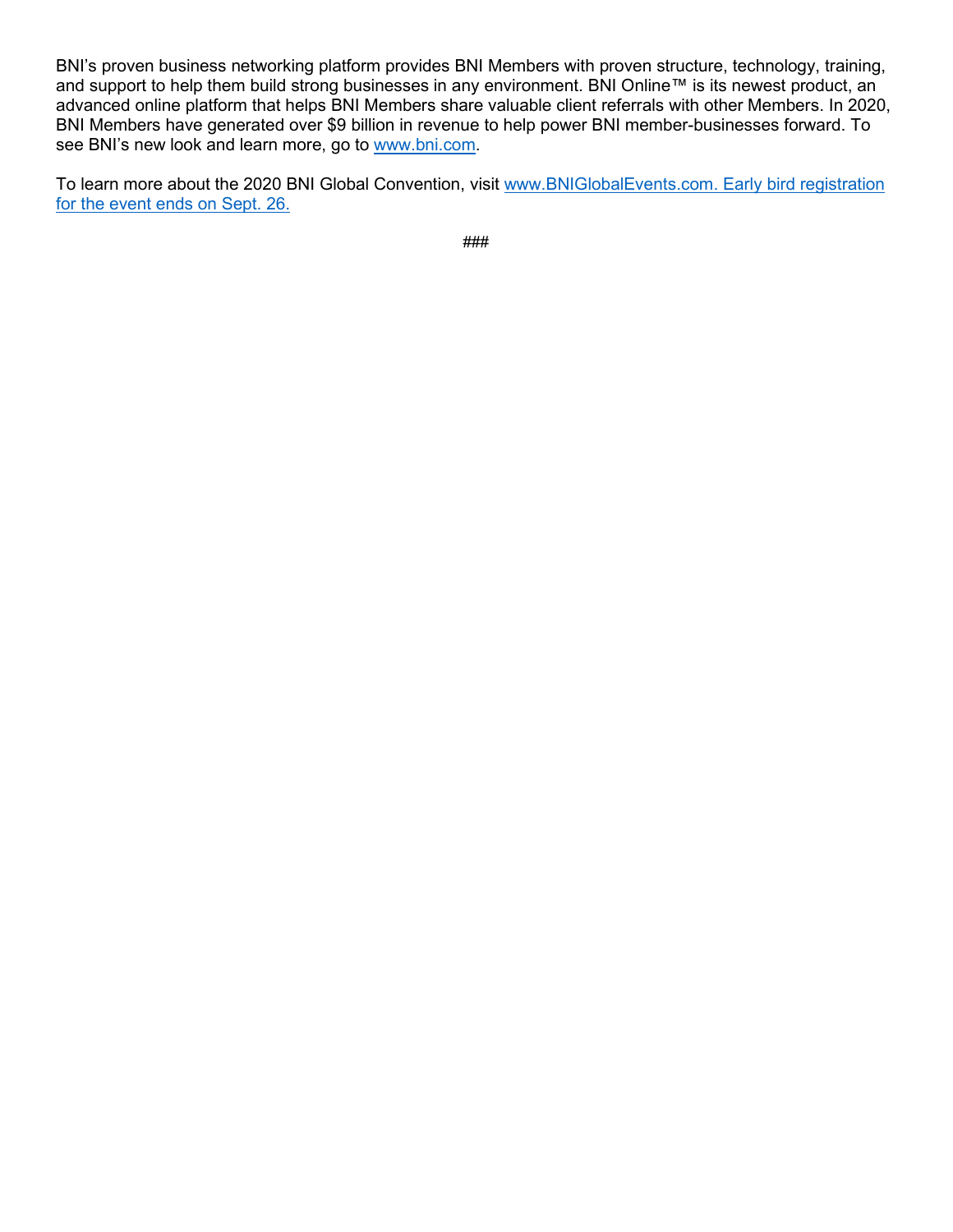BNI's proven business networking platform provides BNI Members with proven structure, technology, training, and support to help them build strong businesses in any environment. BNI Online™ is its newest product, an advanced online platform that helps BNI Members share valuable client referrals with other Members. In 2020, BNI Members have generated over $9 billion in revenue to help power BNI member-businesses forward. To see BNI's new look and learn more, go to www.bni.com.

To learn more about the 2020 BNI Global Convention, visit www.BNIGlobalEvents.com. Early bird registration for the event ends on Sept. 26.

###